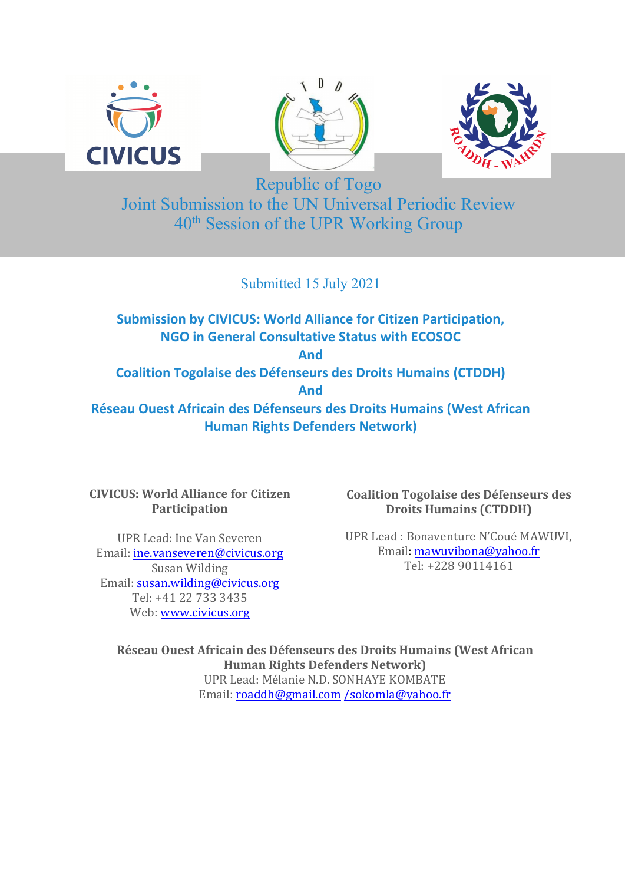# Republic of Togo
# Joint Submission to the UN Universal Periodic Review
# 40th Session of the UPR Working Group

Submitted 15 July 2021

**Submission by CIVICUS: World Alliance for Citizen Participation, NGO in General Consultative Status with ECOSOC**
**And**
**Coalition Togolaise des Défenseurs des Droits Humains (CTDDH)**
**And**
**Réseau Ouest Africain des Défenseurs des Droits Humains (West African Human Rights Defenders Network)**

---

**CIVICUS: World Alliance for Citizen Participation**

UPR Lead: Ine Van Severen
Email: ine.vanseveren@civicus.org
Susan Wilding
Email: susan.wilding@civicus.org
Tel: +41 22 733 3435
Web: www.civicus.org

**Coalition Togolaise des Défenseurs des Droits Humains (CTDDH)**

UPR Lead : Bonaventure N'Coué MAWUVI,
Email: mawuvibona@yahoo.fr
Tel: +228 90114161

**Réseau Ouest Africain des Défenseurs des Droits Humains (West African Human Rights Defenders Network)**
UPR Lead: Mélanie N.D. SONHAYE KOMBATE
Email: roaddh@gmail.com /sokomla@yahoo.fr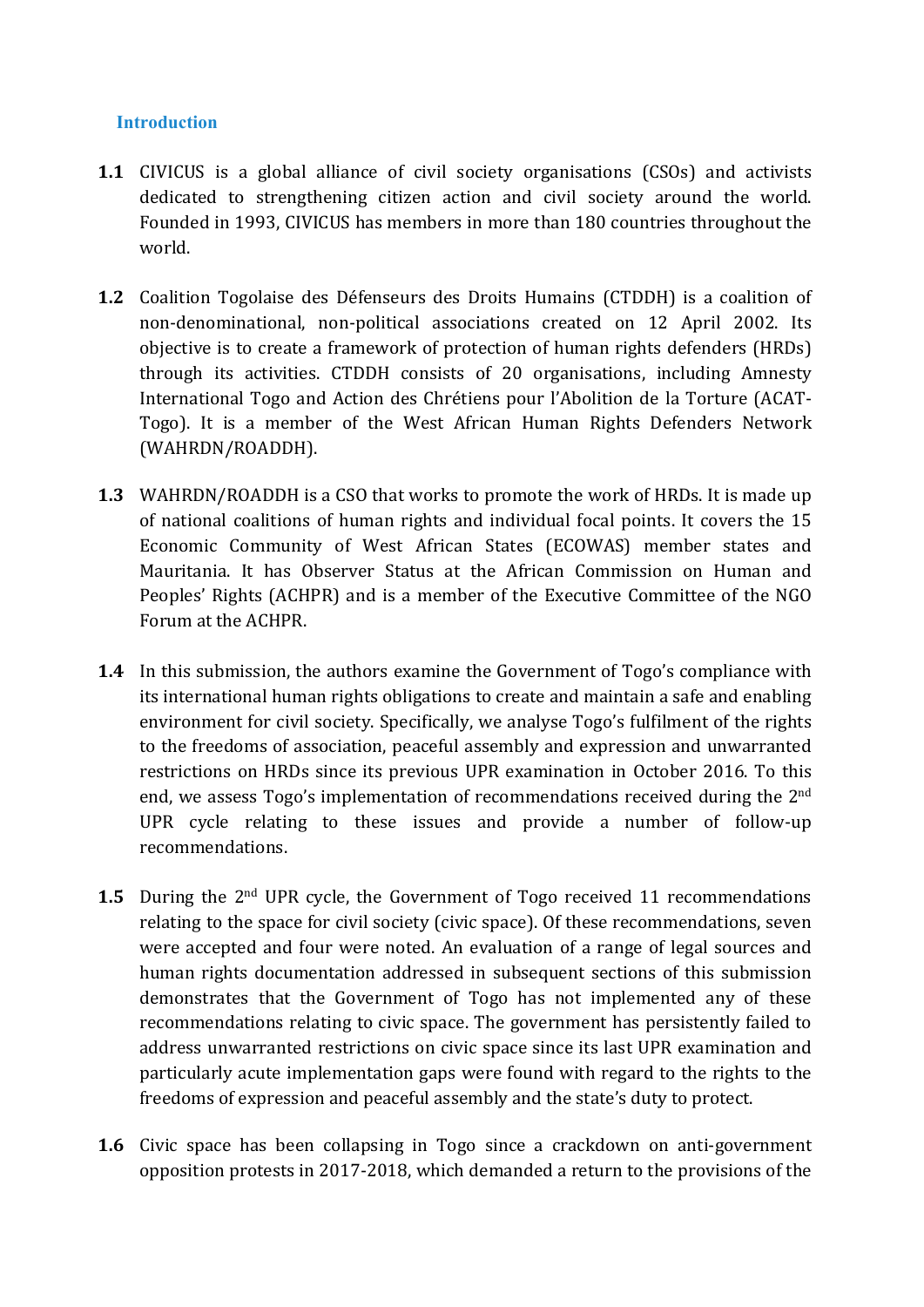## Introduction

**1.1** CIVICUS is a global alliance of civil society organisations (CSOs) and activists dedicated to strengthening citizen action and civil society around the world. Founded in 1993, CIVICUS has members in more than 180 countries throughout the world.

**1.2** Coalition Togolaise des Défenseurs des Droits Humains (CTDDH) is a coalition of non-denominational, non-political associations created on 12 April 2002. Its objective is to create a framework of protection of human rights defenders (HRDs) through its activities. CTDDH consists of 20 organisations, including Amnesty International Togo and Action des Chrétiens pour l'Abolition de la Torture (ACAT-Togo). It is a member of the West African Human Rights Defenders Network (WAHRDN/ROADDH).

**1.3** WAHRDN/ROADDH is a CSO that works to promote the work of HRDs. It is made up of national coalitions of human rights and individual focal points. It covers the 15 Economic Community of West African States (ECOWAS) member states and Mauritania. It has Observer Status at the African Commission on Human and Peoples' Rights (ACHPR) and is a member of the Executive Committee of the NGO Forum at the ACHPR.

**1.4** In this submission, the authors examine the Government of Togo's compliance with its international human rights obligations to create and maintain a safe and enabling environment for civil society. Specifically, we analyse Togo's fulfilment of the rights to the freedoms of association, peaceful assembly and expression and unwarranted restrictions on HRDs since its previous UPR examination in October 2016. To this end, we assess Togo's implementation of recommendations received during the 2nd UPR cycle relating to these issues and provide a number of follow-up recommendations.

**1.5** During the 2nd UPR cycle, the Government of Togo received 11 recommendations relating to the space for civil society (civic space). Of these recommendations, seven were accepted and four were noted. An evaluation of a range of legal sources and human rights documentation addressed in subsequent sections of this submission demonstrates that the Government of Togo has not implemented any of these recommendations relating to civic space. The government has persistently failed to address unwarranted restrictions on civic space since its last UPR examination and particularly acute implementation gaps were found with regard to the rights to the freedoms of expression and peaceful assembly and the state's duty to protect.

**1.6** Civic space has been collapsing in Togo since a crackdown on anti-government opposition protests in 2017-2018, which demanded a return to the provisions of the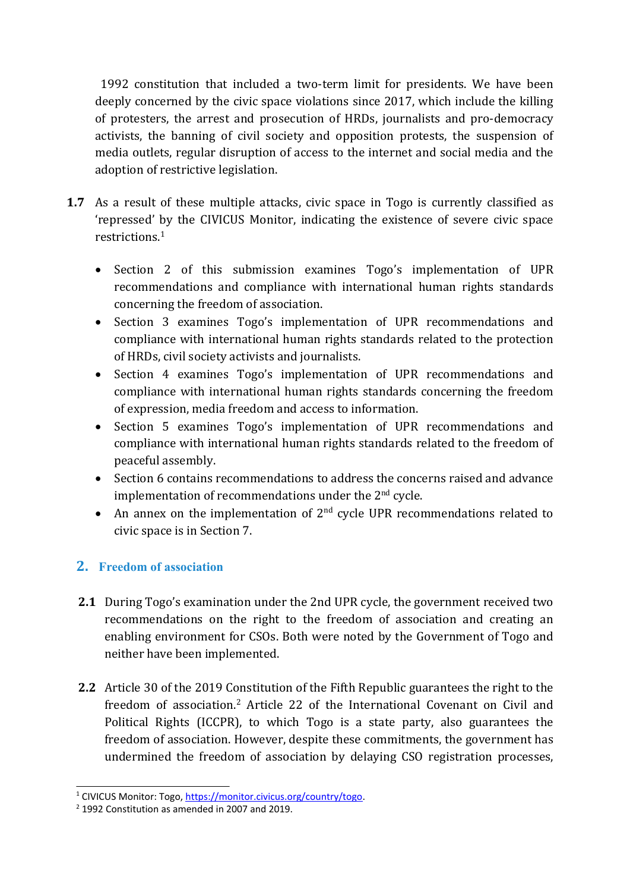1992 constitution that included a two-term limit for presidents. We have been deeply concerned by the civic space violations since 2017, which include the killing of protesters, the arrest and prosecution of HRDs, journalists and pro-democracy activists, the banning of civil society and opposition protests, the suspension of media outlets, regular disruption of access to the internet and social media and the adoption of restrictive legislation.

**1.7** As a result of these multiple attacks, civic space in Togo is currently classified as 'repressed' by the CIVICUS Monitor, indicating the existence of severe civic space restrictions.[1]

- Section 2 of this submission examines Togo's implementation of UPR recommendations and compliance with international human rights standards concerning the freedom of association.
- Section 3 examines Togo's implementation of UPR recommendations and compliance with international human rights standards related to the protection of HRDs, civil society activists and journalists.
- Section 4 examines Togo's implementation of UPR recommendations and compliance with international human rights standards concerning the freedom of expression, media freedom and access to information.
- Section 5 examines Togo's implementation of UPR recommendations and compliance with international human rights standards related to the freedom of peaceful assembly.
- Section 6 contains recommendations to address the concerns raised and advance implementation of recommendations under the 2nd cycle.
- An annex on the implementation of 2nd cycle UPR recommendations related to civic space is in Section 7.

## 2. Freedom of association

**2.1** During Togo's examination under the 2nd UPR cycle, the government received two recommendations on the right to the freedom of association and creating an enabling environment for CSOs. Both were noted by the Government of Togo and neither have been implemented.

**2.2** Article 30 of the 2019 Constitution of the Fifth Republic guarantees the right to the freedom of association.[2] Article 22 of the International Covenant on Civil and Political Rights (ICCPR), to which Togo is a state party, also guarantees the freedom of association. However, despite these commitments, the government has undermined the freedom of association by delaying CSO registration processes,

---

[1] CIVICUS Monitor: Togo, https://monitor.civicus.org/country/togo.

[2] 1992 Constitution as amended in 2007 and 2019.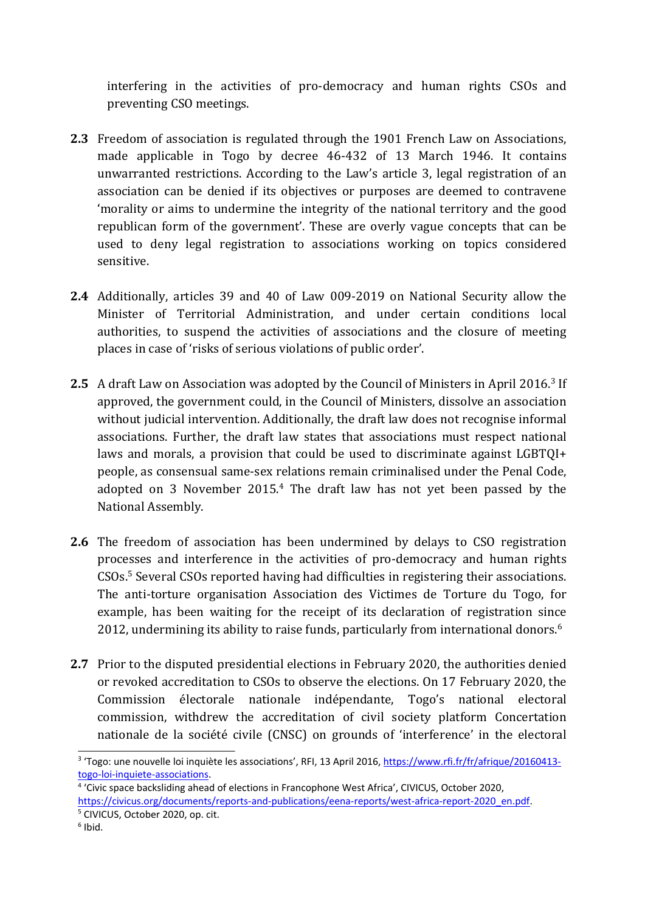interfering in the activities of pro-democracy and human rights CSOs and preventing CSO meetings.

**2.3** Freedom of association is regulated through the 1901 French Law on Associations, made applicable in Togo by decree 46-432 of 13 March 1946. It contains unwarranted restrictions. According to the Law's article 3, legal registration of an association can be denied if its objectives or purposes are deemed to contravene 'morality or aims to undermine the integrity of the national territory and the good republican form of the government'. These are overly vague concepts that can be used to deny legal registration to associations working on topics considered sensitive.

**2.4** Additionally, articles 39 and 40 of Law 009-2019 on National Security allow the Minister of Territorial Administration, and under certain conditions local authorities, to suspend the activities of associations and the closure of meeting places in case of 'risks of serious violations of public order'.

**2.5** A draft Law on Association was adopted by the Council of Ministers in April 2016.[3] If approved, the government could, in the Council of Ministers, dissolve an association without judicial intervention. Additionally, the draft law does not recognise informal associations. Further, the draft law states that associations must respect national laws and morals, a provision that could be used to discriminate against LGBTQI+ people, as consensual same-sex relations remain criminalised under the Penal Code, adopted on 3 November 2015.[4] The draft law has not yet been passed by the National Assembly.

**2.6** The freedom of association has been undermined by delays to CSO registration processes and interference in the activities of pro-democracy and human rights CSOs.[5] Several CSOs reported having had difficulties in registering their associations. The anti-torture organisation Association des Victimes de Torture du Togo, for example, has been waiting for the receipt of its declaration of registration since 2012, undermining its ability to raise funds, particularly from international donors.[6]

**2.7** Prior to the disputed presidential elections in February 2020, the authorities denied or revoked accreditation to CSOs to observe the elections. On 17 February 2020, the Commission électorale nationale indépendante, Togo's national electoral commission, withdrew the accreditation of civil society platform Concertation nationale de la société civile (CNSC) on grounds of 'interference' in the electoral

---

[3] 'Togo: une nouvelle loi inquiète les associations', RFI, 13 April 2016, https://www.rfi.fr/fr/afrique/20160413-togo-loi-inquiete-associations.

[4] 'Civic space backsliding ahead of elections in Francophone West Africa', CIVICUS, October 2020, https://civicus.org/documents/reports-and-publications/eena-reports/west-africa-report-2020_en.pdf.

[5] CIVICUS, October 2020, op. cit.

[6] Ibid.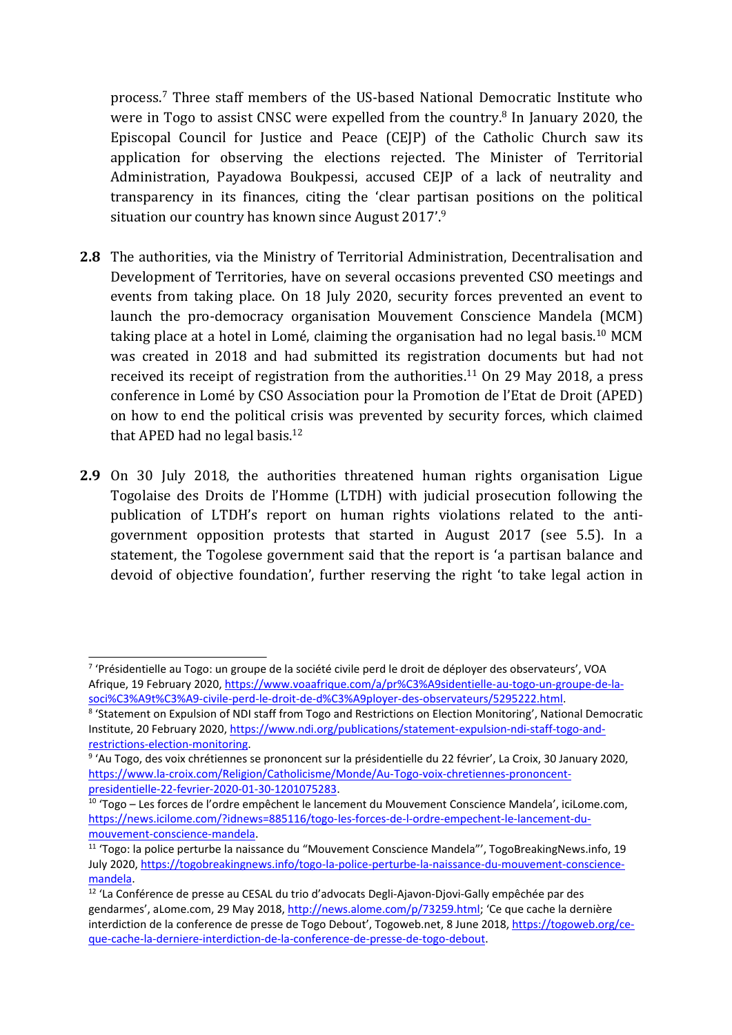process.[7] Three staff members of the US-based National Democratic Institute who were in Togo to assist CNSC were expelled from the country.[8] In January 2020, the Episcopal Council for Justice and Peace (CEJP) of the Catholic Church saw its application for observing the elections rejected. The Minister of Territorial Administration, Payadowa Boukpessi, accused CEJP of a lack of neutrality and transparency in its finances, citing the 'clear partisan positions on the political situation our country has known since August 2017'.[9]

**2.8** The authorities, via the Ministry of Territorial Administration, Decentralisation and Development of Territories, have on several occasions prevented CSO meetings and events from taking place. On 18 July 2020, security forces prevented an event to launch the pro-democracy organisation Mouvement Conscience Mandela (MCM) taking place at a hotel in Lomé, claiming the organisation had no legal basis.[10] MCM was created in 2018 and had submitted its registration documents but had not received its receipt of registration from the authorities.[11] On 29 May 2018, a press conference in Lomé by CSO Association pour la Promotion de l'Etat de Droit (APED) on how to end the political crisis was prevented by security forces, which claimed that APED had no legal basis.[12]

**2.9** On 30 July 2018, the authorities threatened human rights organisation Ligue Togolaise des Droits de l'Homme (LTDH) with judicial prosecution following the publication of LTDH's report on human rights violations related to the anti-government opposition protests that started in August 2017 (see 5.5). In a statement, the Togolese government said that the report is 'a partisan balance and devoid of objective foundation', further reserving the right 'to take legal action in

---

[7] 'Présidentielle au Togo: un groupe de la société civile perd le droit de déployer des observateurs', VOA Afrique, 19 February 2020, https://www.voaafrique.com/a/pr%C3%A9sidentielle-au-togo-un-groupe-de-la-soci%C3%A9t%C3%A9-civile-perd-le-droit-de-d%C3%A9ployer-des-observateurs/5295222.html.

[8] 'Statement on Expulsion of NDI staff from Togo and Restrictions on Election Monitoring', National Democratic Institute, 20 February 2020, https://www.ndi.org/publications/statement-expulsion-ndi-staff-togo-and-restrictions-election-monitoring.

[9] 'Au Togo, des voix chrétiennes se prononcent sur la présidentielle du 22 février', La Croix, 30 January 2020, https://www.la-croix.com/Religion/Catholicisme/Monde/Au-Togo-voix-chretiennes-prononcent-presidentielle-22-fevrier-2020-01-30-1201075283.

[10] 'Togo – Les forces de l'ordre empêchent le lancement du Mouvement Conscience Mandela', iciLome.com, https://news.icilome.com/?idnews=885116/togo-les-forces-de-l-ordre-empechent-le-lancement-du-mouvement-conscience-mandela.

[11] 'Togo: la police perturbe la naissance du "Mouvement Conscience Mandela"', TogoBreakingNews.info, 19 July 2020, https://togobreakingnews.info/togo-la-police-perturbe-la-naissance-du-mouvement-conscience-mandela.

[12] 'La Conférence de presse au CESAL du trio d'advocats Degli-Ajavon-Djovi-Gally empêchée par des gendarmes', aLome.com, 29 May 2018, http://news.alome.com/p/73259.html; 'Ce que cache la dernière interdiction de la conference de presse de Togo Debout', Togoweb.net, 8 June 2018, https://togoweb.org/ce-que-cache-la-derniere-interdiction-de-la-conference-de-presse-de-togo-debout.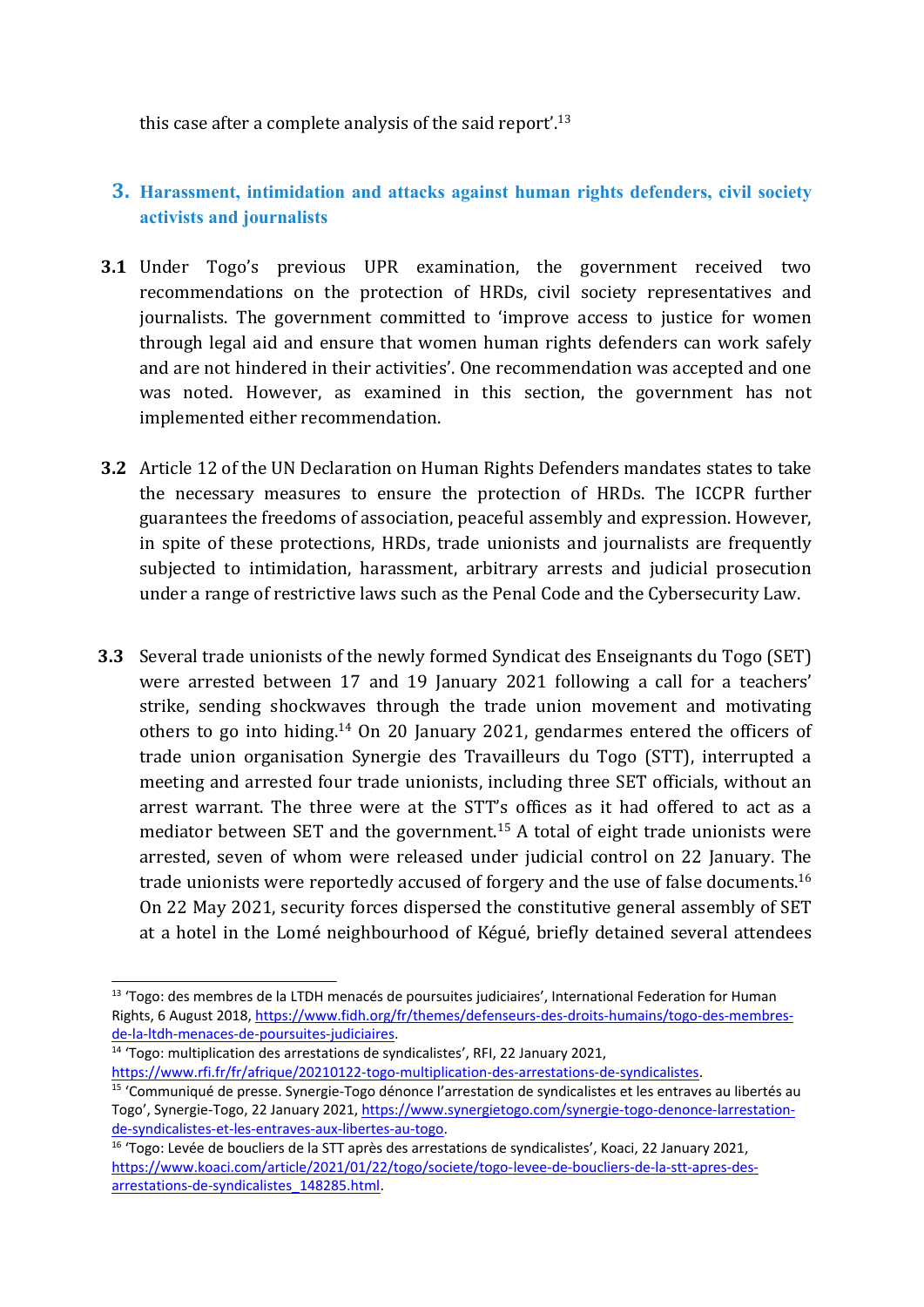this case after a complete analysis of the said report'.[13]

## 3. Harassment, intimidation and attacks against human rights defenders, civil society activists and journalists

**3.1** Under Togo's previous UPR examination, the government received two recommendations on the protection of HRDs, civil society representatives and journalists. The government committed to 'improve access to justice for women through legal aid and ensure that women human rights defenders can work safely and are not hindered in their activities'. One recommendation was accepted and one was noted. However, as examined in this section, the government has not implemented either recommendation.

**3.2** Article 12 of the UN Declaration on Human Rights Defenders mandates states to take the necessary measures to ensure the protection of HRDs. The ICCPR further guarantees the freedoms of association, peaceful assembly and expression. However, in spite of these protections, HRDs, trade unionists and journalists are frequently subjected to intimidation, harassment, arbitrary arrests and judicial prosecution under a range of restrictive laws such as the Penal Code and the Cybersecurity Law.

**3.3** Several trade unionists of the newly formed Syndicat des Enseignants du Togo (SET) were arrested between 17 and 19 January 2021 following a call for a teachers' strike, sending shockwaves through the trade union movement and motivating others to go into hiding.[14] On 20 January 2021, gendarmes entered the officers of trade union organisation Synergie des Travailleurs du Togo (STT), interrupted a meeting and arrested four trade unionists, including three SET officials, without an arrest warrant. The three were at the STT's offices as it had offered to act as a mediator between SET and the government.[15] A total of eight trade unionists were arrested, seven of whom were released under judicial control on 22 January. The trade unionists were reportedly accused of forgery and the use of false documents.[16] On 22 May 2021, security forces dispersed the constitutive general assembly of SET at a hotel in the Lomé neighbourhood of Kégué, briefly detained several attendees

---

[13] 'Togo: des membres de la LTDH menacés de poursuites judiciaires', International Federation for Human Rights, 6 August 2018, https://www.fidh.org/fr/themes/defenseurs-des-droits-humains/togo-des-membres-de-la-ltdh-menaces-de-poursuites-judiciaires.

[14] 'Togo: multiplication des arrestations de syndicalistes', RFI, 22 January 2021, https://www.rfi.fr/fr/afrique/20210122-togo-multiplication-des-arrestations-de-syndicalistes.

[15] 'Communiqué de presse. Synergie-Togo dénonce l'arrestation de syndicalistes et les entraves au libertés au Togo', Synergie-Togo, 22 January 2021, https://www.synergietogo.com/synergie-togo-denonce-larrestation-de-syndicalistes-et-les-entraves-aux-libertes-au-togo.

[16] 'Togo: Levée de boucliers de la STT après des arrestations de syndicalistes', Koaci, 22 January 2021, https://www.koaci.com/article/2021/01/22/togo/societe/togo-levee-de-boucliers-de-la-stt-apres-des-arrestations-de-syndicalistes_148285.html.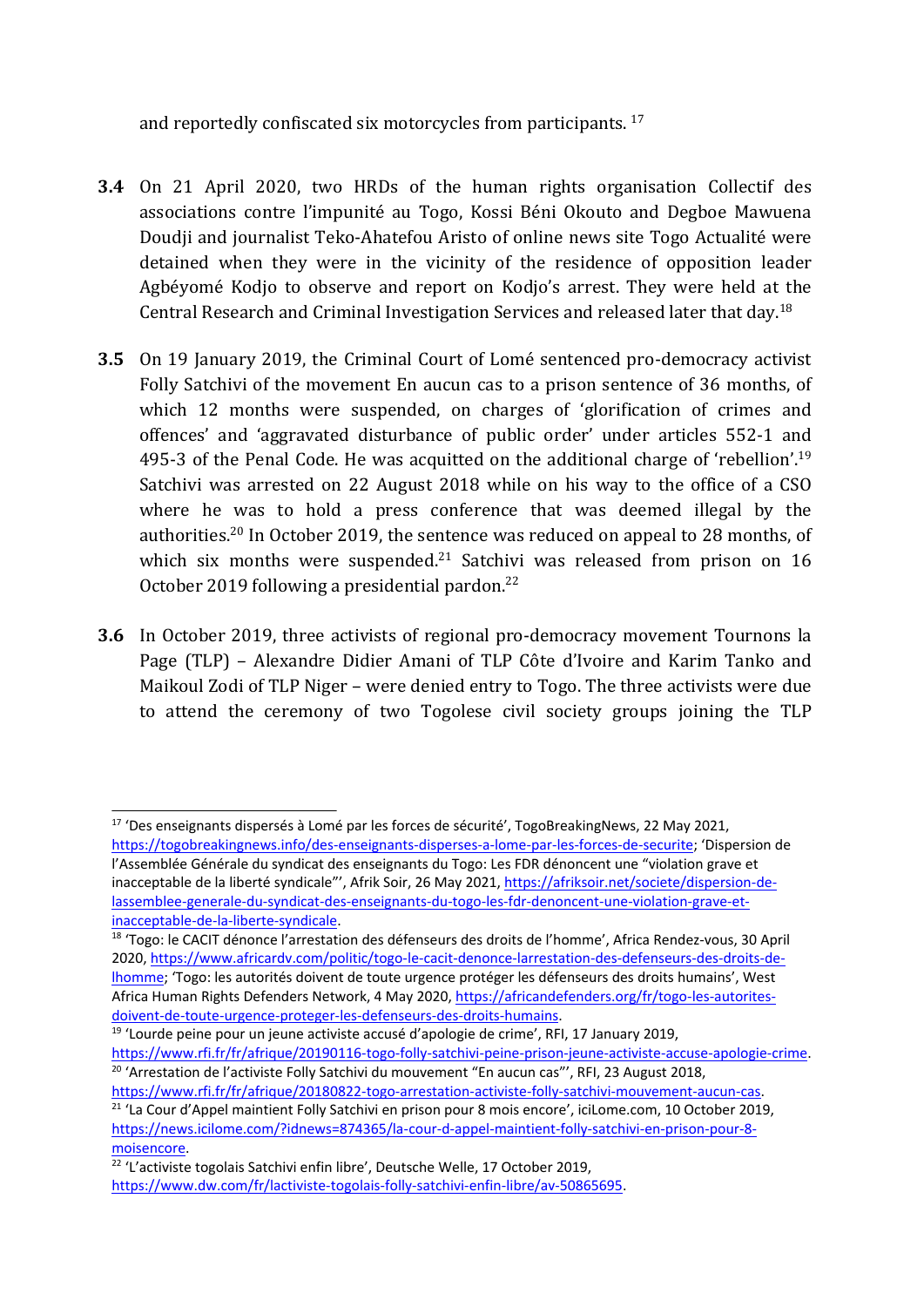and reportedly confiscated six motorcycles from participants. [17]

**3.4** On 21 April 2020, two HRDs of the human rights organisation Collectif des associations contre l'impunité au Togo, Kossi Béni Okouto and Degboe Mawuena Doudji and journalist Teko-Ahatefou Aristo of online news site Togo Actualité were detained when they were in the vicinity of the residence of opposition leader Agbéyomé Kodjo to observe and report on Kodjo's arrest. They were held at the Central Research and Criminal Investigation Services and released later that day.[18]

**3.5** On 19 January 2019, the Criminal Court of Lomé sentenced pro-democracy activist Folly Satchivi of the movement En aucun cas to a prison sentence of 36 months, of which 12 months were suspended, on charges of 'glorification of crimes and offences' and 'aggravated disturbance of public order' under articles 552-1 and 495-3 of the Penal Code. He was acquitted on the additional charge of 'rebellion'.[19] Satchivi was arrested on 22 August 2018 while on his way to the office of a CSO where he was to hold a press conference that was deemed illegal by the authorities.[20] In October 2019, the sentence was reduced on appeal to 28 months, of which six months were suspended.[21] Satchivi was released from prison on 16 October 2019 following a presidential pardon.[22]

**3.6** In October 2019, three activists of regional pro-democracy movement Tournons la Page (TLP) – Alexandre Didier Amani of TLP Côte d'Ivoire and Karim Tanko and Maikoul Zodi of TLP Niger – were denied entry to Togo. The three activists were due to attend the ceremony of two Togolese civil society groups joining the TLP

---

[17] 'Des enseignants dispersés à Lomé par les forces de sécurité', TogoBreakingNews, 22 May 2021, https://togobreakingnews.info/des-enseignants-disperses-a-lome-par-les-forces-de-securite; 'Dispersion de l'Assemblée Générale du syndicat des enseignants du Togo: Les FDR dénoncent une "violation grave et inacceptable de la liberté syndicale"', Afrik Soir, 26 May 2021, https://afriksoir.net/societe/dispersion-de-lassemblee-generale-du-syndicat-des-enseignants-du-togo-les-fdr-denoncent-une-violation-grave-et-inacceptable-de-la-liberte-syndicale.

[18] 'Togo: le CACIT dénonce l'arrestation des défenseurs des droits de l'homme', Africa Rendez-vous, 30 April 2020, https://www.africardv.com/politic/togo-le-cacit-denonce-larrestation-des-defenseurs-des-droits-de-lhomme; 'Togo: les autorités doivent de toute urgence protéger les défenseurs des droits humains', West Africa Human Rights Defenders Network, 4 May 2020, https://africandefenders.org/fr/togo-les-autorites-doivent-de-toute-urgence-proteger-les-defenseurs-des-droits-humains.

[19] 'Lourde peine pour un jeune activiste accusé d'apologie de crime', RFI, 17 January 2019, https://www.rfi.fr/fr/afrique/20190116-togo-folly-satchivi-peine-prison-jeune-activiste-accuse-apologie-crime.

[20] 'Arrestation de l'activiste Folly Satchivi du mouvement "En aucun cas"', RFI, 23 August 2018, https://www.rfi.fr/fr/afrique/20180822-togo-arrestation-activiste-folly-satchivi-mouvement-aucun-cas.

[21] 'La Cour d'Appel maintient Folly Satchivi en prison pour 8 mois encore', iciLome.com, 10 October 2019, https://news.icilome.com/?idnews=874365/la-cour-d-appel-maintient-folly-satchivi-en-prison-pour-8-moisencore.

[22] 'L'activiste togolais Satchivi enfin libre', Deutsche Welle, 17 October 2019, https://www.dw.com/fr/lactiviste-togolais-folly-satchivi-enfin-libre/av-50865695.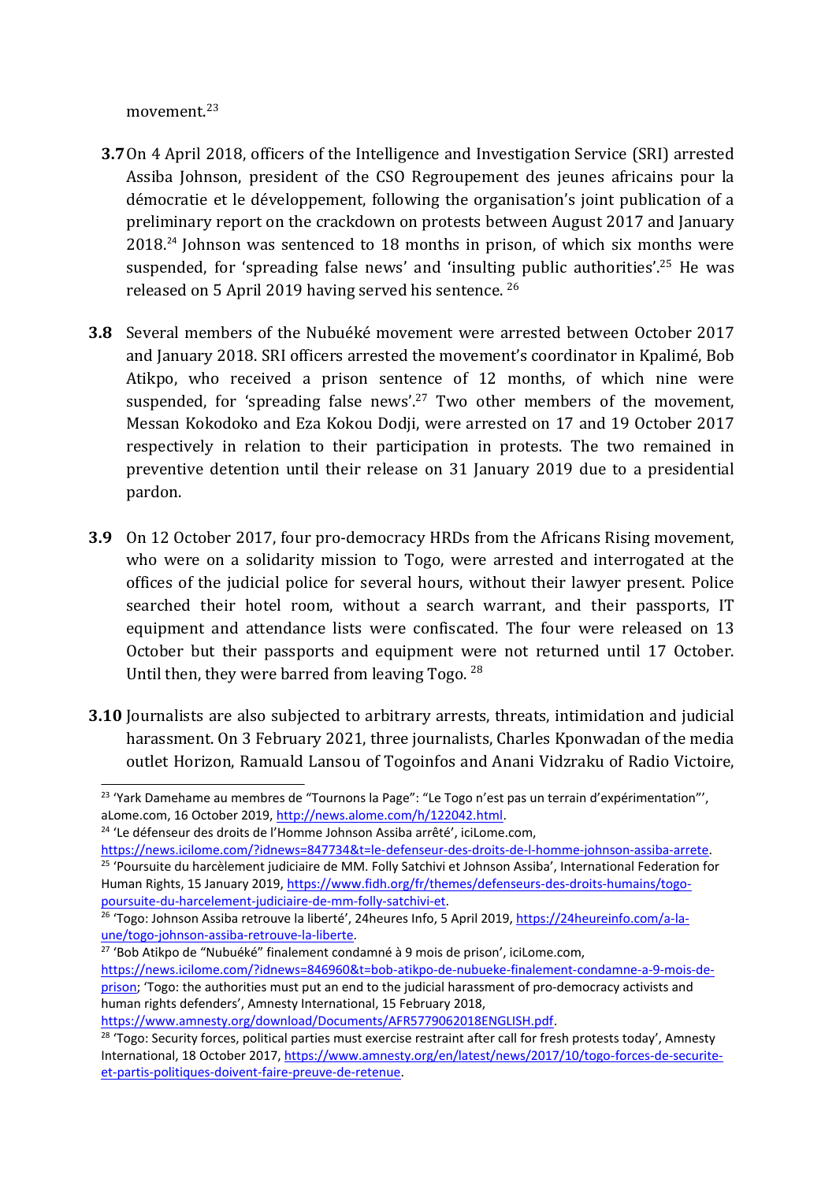movement.[23]

**3.7** On 4 April 2018, officers of the Intelligence and Investigation Service (SRI) arrested Assiba Johnson, president of the CSO Regroupement des jeunes africains pour la démocratie et le développement, following the organisation's joint publication of a preliminary report on the crackdown on protests between August 2017 and January 2018.[24] Johnson was sentenced to 18 months in prison, of which six months were suspended, for 'spreading false news' and 'insulting public authorities'.[25] He was released on 5 April 2019 having served his sentence. [26]

**3.8** Several members of the Nubuéké movement were arrested between October 2017 and January 2018. SRI officers arrested the movement's coordinator in Kpalimé, Bob Atikpo, who received a prison sentence of 12 months, of which nine were suspended, for 'spreading false news'.[27] Two other members of the movement, Messan Kokodoko and Eza Kokou Dodji, were arrested on 17 and 19 October 2017 respectively in relation to their participation in protests. The two remained in preventive detention until their release on 31 January 2019 due to a presidential pardon.

**3.9** On 12 October 2017, four pro-democracy HRDs from the Africans Rising movement, who were on a solidarity mission to Togo, were arrested and interrogated at the offices of the judicial police for several hours, without their lawyer present. Police searched their hotel room, without a search warrant, and their passports, IT equipment and attendance lists were confiscated. The four were released on 13 October but their passports and equipment were not returned until 17 October. Until then, they were barred from leaving Togo. [28]

**3.10** Journalists are also subjected to arbitrary arrests, threats, intimidation and judicial harassment. On 3 February 2021, three journalists, Charles Kponwadan of the media outlet Horizon, Ramuald Lansou of Togoinfos and Anani Vidzraku of Radio Victoire,

---

[23] 'Yark Damehame au membres de "Tournons la Page": "Le Togo n'est pas un terrain d'expérimentation"', aLome.com, 16 October 2019, http://news.alome.com/h/122042.html.

[24] 'Le défenseur des droits de l'Homme Johnson Assiba arrêté', iciLome.com, https://news.icilome.com/?idnews=847734&t=le-defenseur-des-droits-de-l-homme-johnson-assiba-arrete.

[25] 'Poursuite du harcèlement judiciaire de MM. Folly Satchivi et Johnson Assiba', International Federation for Human Rights, 15 January 2019, https://www.fidh.org/fr/themes/defenseurs-des-droits-humains/togo-poursuite-du-harcelement-judiciaire-de-mm-folly-satchivi-et.

[26] 'Togo: Johnson Assiba retrouve la liberté', 24heures Info, 5 April 2019, https://24heureinfo.com/a-la-une/togo-johnson-assiba-retrouve-la-liberte.

[27] 'Bob Atikpo de "Nubuéké" finalement condamné à 9 mois de prison', iciLome.com, https://news.icilome.com/?idnews=846960&t=bob-atikpo-de-nubueke-finalement-condamne-a-9-mois-de-prison; 'Togo: the authorities must put an end to the judicial harassment of pro-democracy activists and human rights defenders', Amnesty International, 15 February 2018, https://www.amnesty.org/download/Documents/AFR5779062018ENGLISH.pdf.

[28] 'Togo: Security forces, political parties must exercise restraint after call for fresh protests today', Amnesty International, 18 October 2017, https://www.amnesty.org/en/latest/news/2017/10/togo-forces-de-securite-et-partis-politiques-doivent-faire-preuve-de-retenue.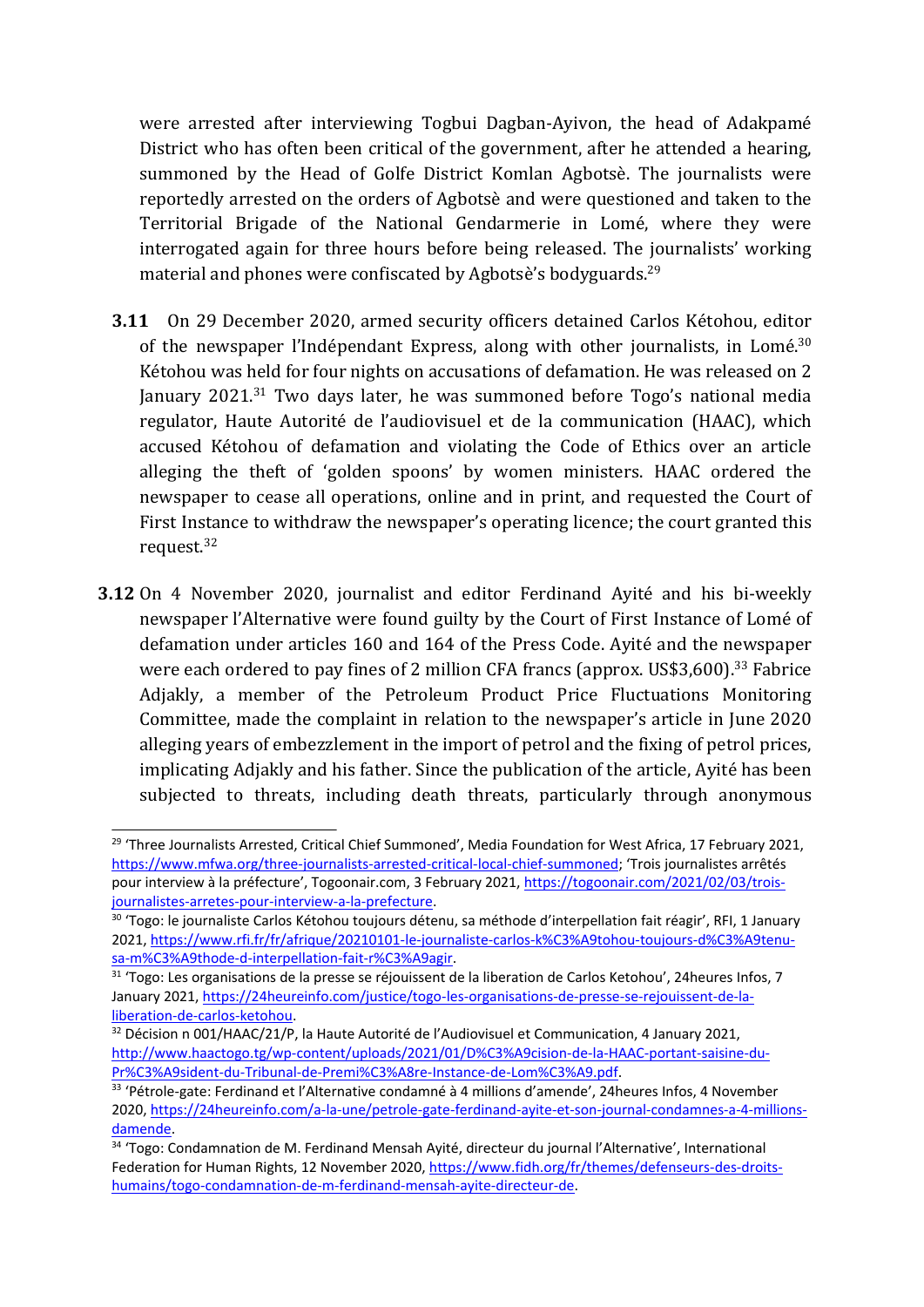were arrested after interviewing Togbui Dagban-Ayivon, the head of Adakpamé District who has often been critical of the government, after he attended a hearing, summoned by the Head of Golfe District Komlan Agbotsè. The journalists were reportedly arrested on the orders of Agbotsè and were questioned and taken to the Territorial Brigade of the National Gendarmerie in Lomé, where they were interrogated again for three hours before being released. The journalists' working material and phones were confiscated by Agbotsè's bodyguards.[29]

**3.11** On 29 December 2020, armed security officers detained Carlos Kétohou, editor of the newspaper l'Indépendant Express, along with other journalists, in Lomé.[30] Kétohou was held for four nights on accusations of defamation. He was released on 2 January 2021.[31] Two days later, he was summoned before Togo's national media regulator, Haute Autorité de l'audiovisuel et de la communication (HAAC), which accused Kétohou of defamation and violating the Code of Ethics over an article alleging the theft of 'golden spoons' by women ministers. HAAC ordered the newspaper to cease all operations, online and in print, and requested the Court of First Instance to withdraw the newspaper's operating licence; the court granted this request.[32]

**3.12** On 4 November 2020, journalist and editor Ferdinand Ayité and his bi-weekly newspaper l'Alternative were found guilty by the Court of First Instance of Lomé of defamation under articles 160 and 164 of the Press Code. Ayité and the newspaper were each ordered to pay fines of 2 million CFA francs (approx. US$3,600).[33] Fabrice Adjakly, a member of the Petroleum Product Price Fluctuations Monitoring Committee, made the complaint in relation to the newspaper's article in June 2020 alleging years of embezzlement in the import of petrol and the fixing of petrol prices, implicating Adjakly and his father. Since the publication of the article, Ayité has been subjected to threats, including death threats, particularly through anonymous

---

[29] 'Three Journalists Arrested, Critical Chief Summoned', Media Foundation for West Africa, 17 February 2021, https://www.mfwa.org/three-journalists-arrested-critical-local-chief-summoned; 'Trois journalistes arrêtés pour interview à la préfecture', Togoonair.com, 3 February 2021, https://togoonair.com/2021/02/03/trois-journalistes-arretes-pour-interview-a-la-prefecture.

[30] 'Togo: le journaliste Carlos Kétohou toujours détenu, sa méthode d'interpellation fait réagir', RFI, 1 January 2021, https://www.rfi.fr/fr/afrique/20210101-le-journaliste-carlos-k%C3%A9tohou-toujours-d%C3%A9tenu-sa-m%C3%A9thode-d-interpellation-fait-r%C3%A9agir.

[31] 'Togo: Les organisations de la presse se réjouissent de la liberation de Carlos Ketohou', 24heures Infos, 7 January 2021, https://24heureinfo.com/justice/togo-les-organisations-de-presse-se-rejouissent-de-la-liberation-de-carlos-ketohou.

[32] Décision n 001/HAAC/21/P, la Haute Autorité de l'Audiovisuel et Communication, 4 January 2021, http://www.haactogo.tg/wp-content/uploads/2021/01/D%C3%A9cision-de-la-HAAC-portant-saisine-du-Pr%C3%A9sident-du-Tribunal-de-Premi%C3%A8re-Instance-de-Lom%C3%A9.pdf.

[33] 'Pétrole-gate: Ferdinand et l'Alternative condamné à 4 millions d'amende', 24heures Infos, 4 November 2020, https://24heureinfo.com/a-la-une/petrole-gate-ferdinand-ayite-et-son-journal-condamnes-a-4-millions-damende.

[34] 'Togo: Condamnation de M. Ferdinand Mensah Ayité, directeur du journal l'Alternative', International Federation for Human Rights, 12 November 2020, https://www.fidh.org/fr/themes/defenseurs-des-droits-humains/togo-condamnation-de-m-ferdinand-mensah-ayite-directeur-de.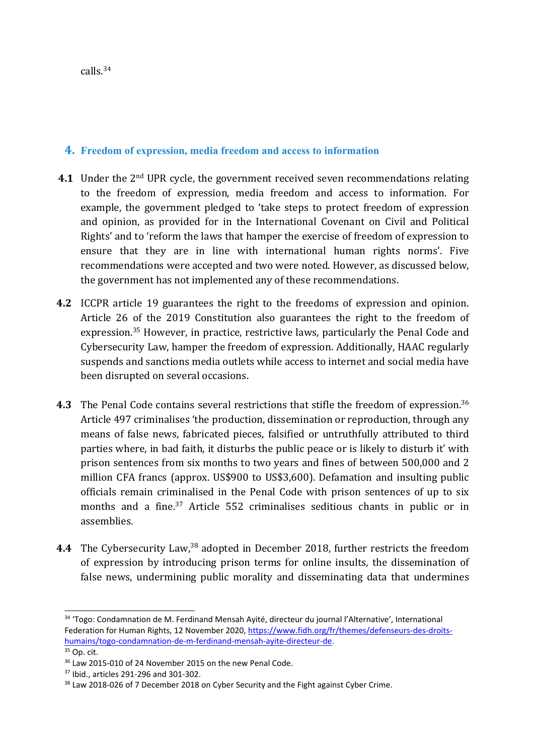calls.[34]

## 4. Freedom of expression, media freedom and access to information

**4.1** Under the 2nd UPR cycle, the government received seven recommendations relating to the freedom of expression, media freedom and access to information. For example, the government pledged to 'take steps to protect freedom of expression and opinion, as provided for in the International Covenant on Civil and Political Rights' and to 'reform the laws that hamper the exercise of freedom of expression to ensure that they are in line with international human rights norms'. Five recommendations were accepted and two were noted. However, as discussed below, the government has not implemented any of these recommendations.

**4.2** ICCPR article 19 guarantees the right to the freedoms of expression and opinion. Article 26 of the 2019 Constitution also guarantees the right to the freedom of expression.[35] However, in practice, restrictive laws, particularly the Penal Code and Cybersecurity Law, hamper the freedom of expression. Additionally, HAAC regularly suspends and sanctions media outlets while access to internet and social media have been disrupted on several occasions.

**4.3** The Penal Code contains several restrictions that stifle the freedom of expression.[36] Article 497 criminalises 'the production, dissemination or reproduction, through any means of false news, fabricated pieces, falsified or untruthfully attributed to third parties where, in bad faith, it disturbs the public peace or is likely to disturb it' with prison sentences from six months to two years and fines of between 500,000 and 2 million CFA francs (approx. US$900 to US$3,600). Defamation and insulting public officials remain criminalised in the Penal Code with prison sentences of up to six months and a fine.[37] Article 552 criminalises seditious chants in public or in assemblies.

**4.4** The Cybersecurity Law,[38] adopted in December 2018, further restricts the freedom of expression by introducing prison terms for online insults, the dissemination of false news, undermining public morality and disseminating data that undermines

---

[34] 'Togo: Condamnation de M. Ferdinand Mensah Ayité, directeur du journal l'Alternative', International Federation for Human Rights, 12 November 2020, https://www.fidh.org/fr/themes/defenseurs-des-droits-humains/togo-condamnation-de-m-ferdinand-mensah-ayite-directeur-de.

[35] Op. cit.

[36] Law 2015-010 of 24 November 2015 on the new Penal Code.

[37] Ibid., articles 291-296 and 301-302.

[38] Law 2018-026 of 7 December 2018 on Cyber Security and the Fight against Cyber Crime.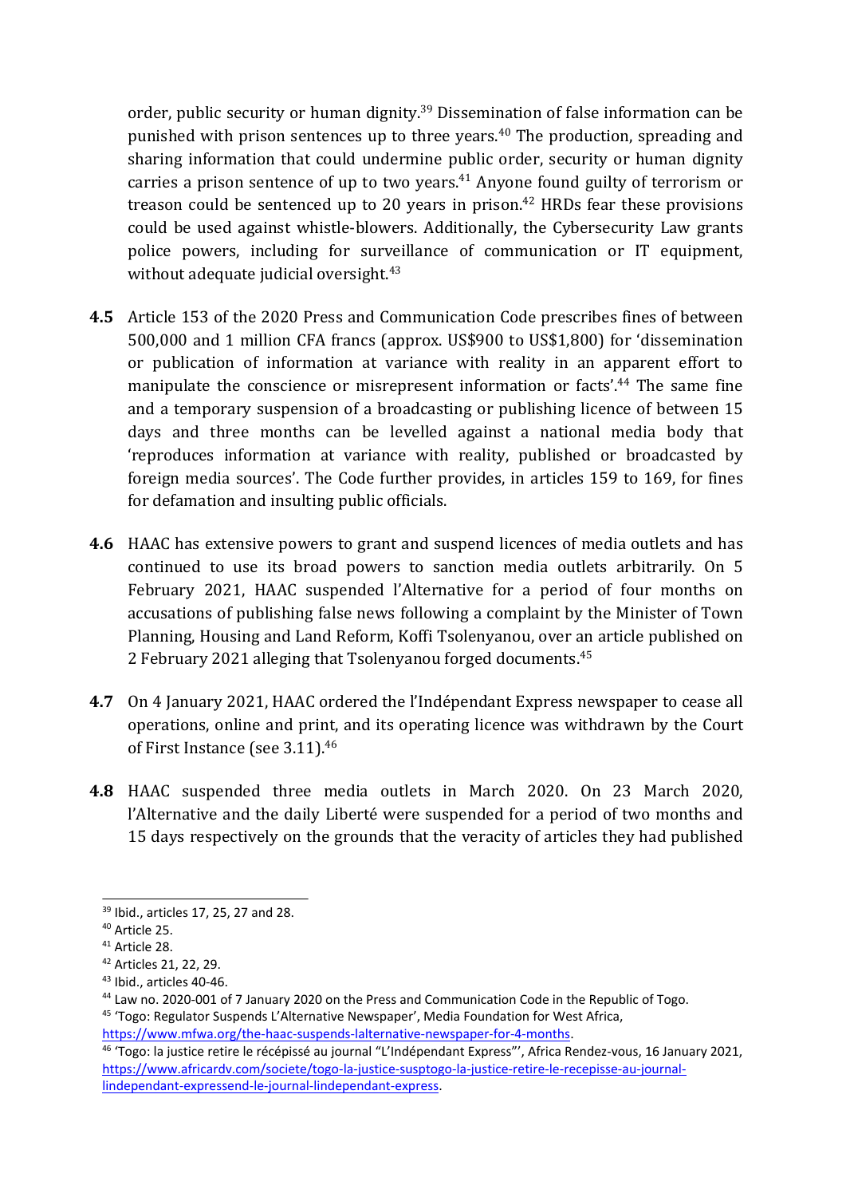order, public security or human dignity.[39] Dissemination of false information can be punished with prison sentences up to three years.[40] The production, spreading and sharing information that could undermine public order, security or human dignity carries a prison sentence of up to two years.[41] Anyone found guilty of terrorism or treason could be sentenced up to 20 years in prison.[42] HRDs fear these provisions could be used against whistle-blowers. Additionally, the Cybersecurity Law grants police powers, including for surveillance of communication or IT equipment, without adequate judicial oversight.[43]

**4.5** Article 153 of the 2020 Press and Communication Code prescribes fines of between 500,000 and 1 million CFA francs (approx. US$900 to US$1,800) for 'dissemination or publication of information at variance with reality in an apparent effort to manipulate the conscience or misrepresent information or facts'.[44] The same fine and a temporary suspension of a broadcasting or publishing licence of between 15 days and three months can be levelled against a national media body that 'reproduces information at variance with reality, published or broadcasted by foreign media sources'. The Code further provides, in articles 159 to 169, for fines for defamation and insulting public officials.

**4.6** HAAC has extensive powers to grant and suspend licences of media outlets and has continued to use its broad powers to sanction media outlets arbitrarily. On 5 February 2021, HAAC suspended l'Alternative for a period of four months on accusations of publishing false news following a complaint by the Minister of Town Planning, Housing and Land Reform, Koffi Tsolenyanou, over an article published on 2 February 2021 alleging that Tsolenyanou forged documents.[45]

**4.7** On 4 January 2021, HAAC ordered the l'Indépendant Express newspaper to cease all operations, online and print, and its operating licence was withdrawn by the Court of First Instance (see 3.11).[46]

**4.8** HAAC suspended three media outlets in March 2020. On 23 March 2020, l'Alternative and the daily Liberté were suspended for a period of two months and 15 days respectively on the grounds that the veracity of articles they had published

---

[39] Ibid., articles 17, 25, 27 and 28.

[40] Article 25.

[41] Article 28.

[42] Articles 21, 22, 29.

[43] Ibid., articles 40-46.

[44] Law no. 2020-001 of 7 January 2020 on the Press and Communication Code in the Republic of Togo.

[45] 'Togo: Regulator Suspends L'Alternative Newspaper', Media Foundation for West Africa, https://www.mfwa.org/the-haac-suspends-lalternative-newspaper-for-4-months.

[46] 'Togo: la justice retire le récépissé au journal "L'Indépendant Express"', Africa Rendez-vous, 16 January 2021, https://www.africardv.com/societe/togo-la-justice-susptogo-la-justice-retire-le-recepisse-au-journal-lindependant-expressend-le-journal-lindependant-express.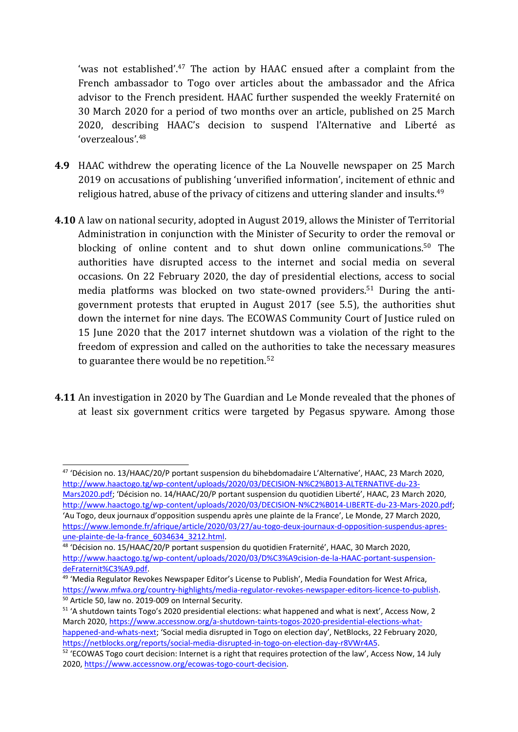'was not established'.[47] The action by HAAC ensued after a complaint from the French ambassador to Togo over articles about the ambassador and the Africa advisor to the French president. HAAC further suspended the weekly Fraternité on 30 March 2020 for a period of two months over an article, published on 25 March 2020, describing HAAC's decision to suspend l'Alternative and Liberté as 'overzealous'.[48]

**4.9** HAAC withdrew the operating licence of the La Nouvelle newspaper on 25 March 2019 on accusations of publishing 'unverified information', incitement of ethnic and religious hatred, abuse of the privacy of citizens and uttering slander and insults.[49]

**4.10** A law on national security, adopted in August 2019, allows the Minister of Territorial Administration in conjunction with the Minister of Security to order the removal or blocking of online content and to shut down online communications.[50] The authorities have disrupted access to the internet and social media on several occasions. On 22 February 2020, the day of presidential elections, access to social media platforms was blocked on two state-owned providers.[51] During the anti-government protests that erupted in August 2017 (see 5.5), the authorities shut down the internet for nine days. The ECOWAS Community Court of Justice ruled on 15 June 2020 that the 2017 internet shutdown was a violation of the right to the freedom of expression and called on the authorities to take the necessary measures to guarantee there would be no repetition.[52]

**4.11** An investigation in 2020 by The Guardian and Le Monde revealed that the phones of at least six government critics were targeted by Pegasus spyware. Among those

---

[47] 'Décision no. 13/HAAC/20/P portant suspension du bihebdomadaire L'Alternative', HAAC, 23 March 2020, http://www.haactogo.tg/wp-content/uploads/2020/03/DECISION-N%C2%B013-ALTERNATIVE-du-23-Mars2020.pdf; 'Décision no. 14/HAAC/20/P portant suspension du quotidien Liberté', HAAC, 23 March 2020, http://www.haactogo.tg/wp-content/uploads/2020/03/DECISION-N%C2%B014-LIBERTE-du-23-Mars-2020.pdf; 'Au Togo, deux journaux d'opposition suspendu après une plainte de la France', Le Monde, 27 March 2020, https://www.lemonde.fr/afrique/article/2020/03/27/au-togo-deux-journaux-d-opposition-suspendus-apres-une-plainte-de-la-france_6034634_3212.html.

[48] 'Décision no. 15/HAAC/20/P portant suspension du quotidien Fraternité', HAAC, 30 March 2020, http://www.haactogo.tg/wp-content/uploads/2020/03/D%C3%A9cision-de-la-HAAC-portant-suspension-deFraternit%C3%A9.pdf.

[49] 'Media Regulator Revokes Newspaper Editor's License to Publish', Media Foundation for West Africa, https://www.mfwa.org/country-highlights/media-regulator-revokes-newspaper-editors-licence-to-publish.

[50] Article 50, law no. 2019-009 on Internal Security.

[51] 'A shutdown taints Togo's 2020 presidential elections: what happened and what is next', Access Now, 2 March 2020, https://www.accessnow.org/a-shutdown-taints-togos-2020-presidential-elections-what-happened-and-whats-next; 'Social media disrupted in Togo on election day', NetBlocks, 22 February 2020, https://netblocks.org/reports/social-media-disrupted-in-togo-on-election-day-r8VWr4A5.

[52] 'ECOWAS Togo court decision: Internet is a right that requires protection of the law', Access Now, 14 July 2020, https://www.accessnow.org/ecowas-togo-court-decision.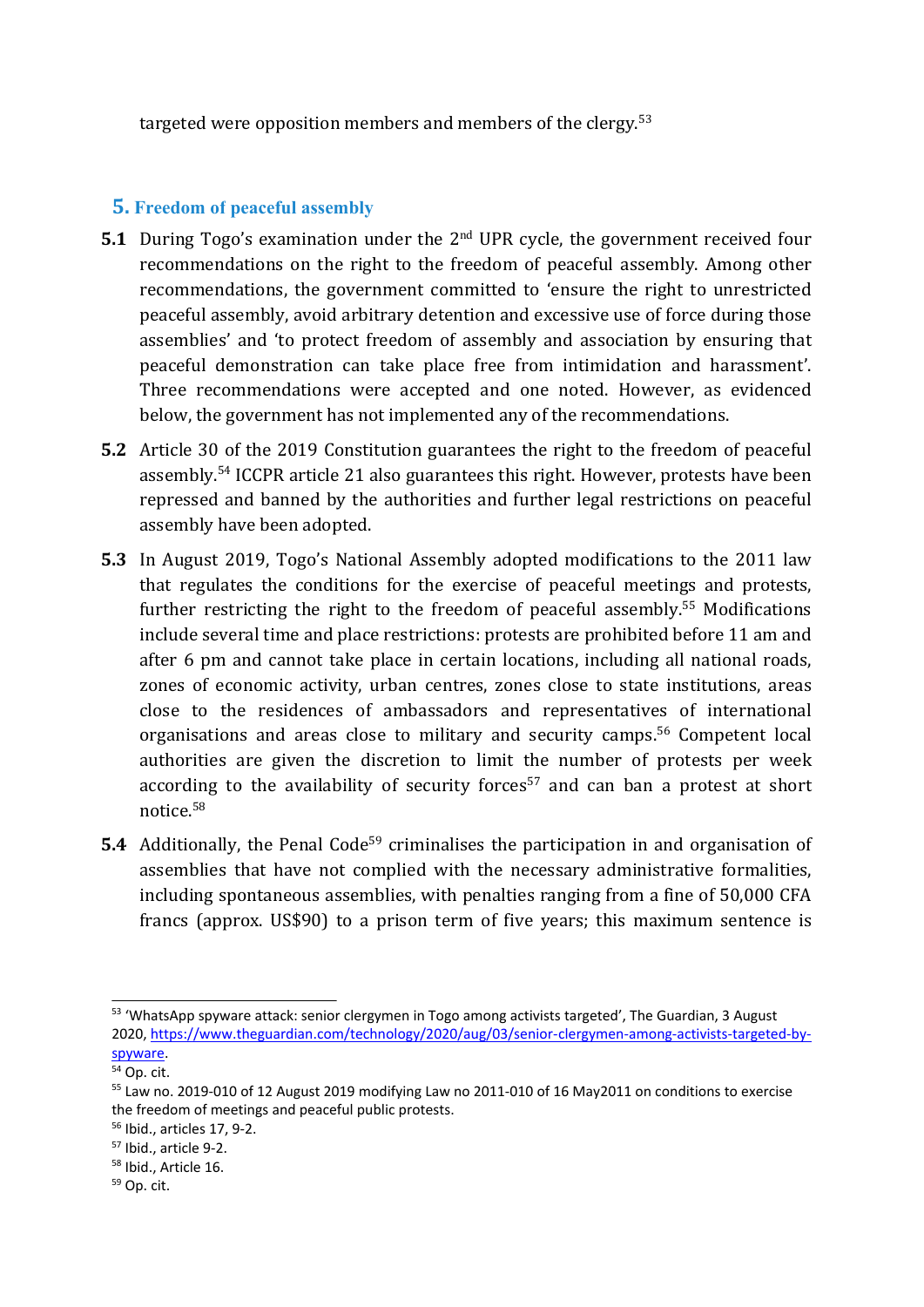targeted were opposition members and members of the clergy.[53]

## 5. Freedom of peaceful assembly

**5.1** During Togo's examination under the 2nd UPR cycle, the government received four recommendations on the right to the freedom of peaceful assembly. Among other recommendations, the government committed to 'ensure the right to unrestricted peaceful assembly, avoid arbitrary detention and excessive use of force during those assemblies' and 'to protect freedom of assembly and association by ensuring that peaceful demonstration can take place free from intimidation and harassment'. Three recommendations were accepted and one noted. However, as evidenced below, the government has not implemented any of the recommendations.

**5.2** Article 30 of the 2019 Constitution guarantees the right to the freedom of peaceful assembly.[54] ICCPR article 21 also guarantees this right. However, protests have been repressed and banned by the authorities and further legal restrictions on peaceful assembly have been adopted.

**5.3** In August 2019, Togo's National Assembly adopted modifications to the 2011 law that regulates the conditions for the exercise of peaceful meetings and protests, further restricting the right to the freedom of peaceful assembly.[55] Modifications include several time and place restrictions: protests are prohibited before 11 am and after 6 pm and cannot take place in certain locations, including all national roads, zones of economic activity, urban centres, zones close to state institutions, areas close to the residences of ambassadors and representatives of international organisations and areas close to military and security camps.[56] Competent local authorities are given the discretion to limit the number of protests per week according to the availability of security forces[57] and can ban a protest at short notice.[58]

**5.4** Additionally, the Penal Code[59] criminalises the participation in and organisation of assemblies that have not complied with the necessary administrative formalities, including spontaneous assemblies, with penalties ranging from a fine of 50,000 CFA francs (approx. US$90) to a prison term of five years; this maximum sentence is

---

[53] 'WhatsApp spyware attack: senior clergymen in Togo among activists targeted', The Guardian, 3 August 2020, https://www.theguardian.com/technology/2020/aug/03/senior-clergymen-among-activists-targeted-by-spyware.

[54] Op. cit.

[55] Law no. 2019-010 of 12 August 2019 modifying Law no 2011-010 of 16 May2011 on conditions to exercise the freedom of meetings and peaceful public protests.

[56] Ibid., articles 17, 9-2.

[57] Ibid., article 9-2.

[58] Ibid., Article 16.

[59] Op. cit.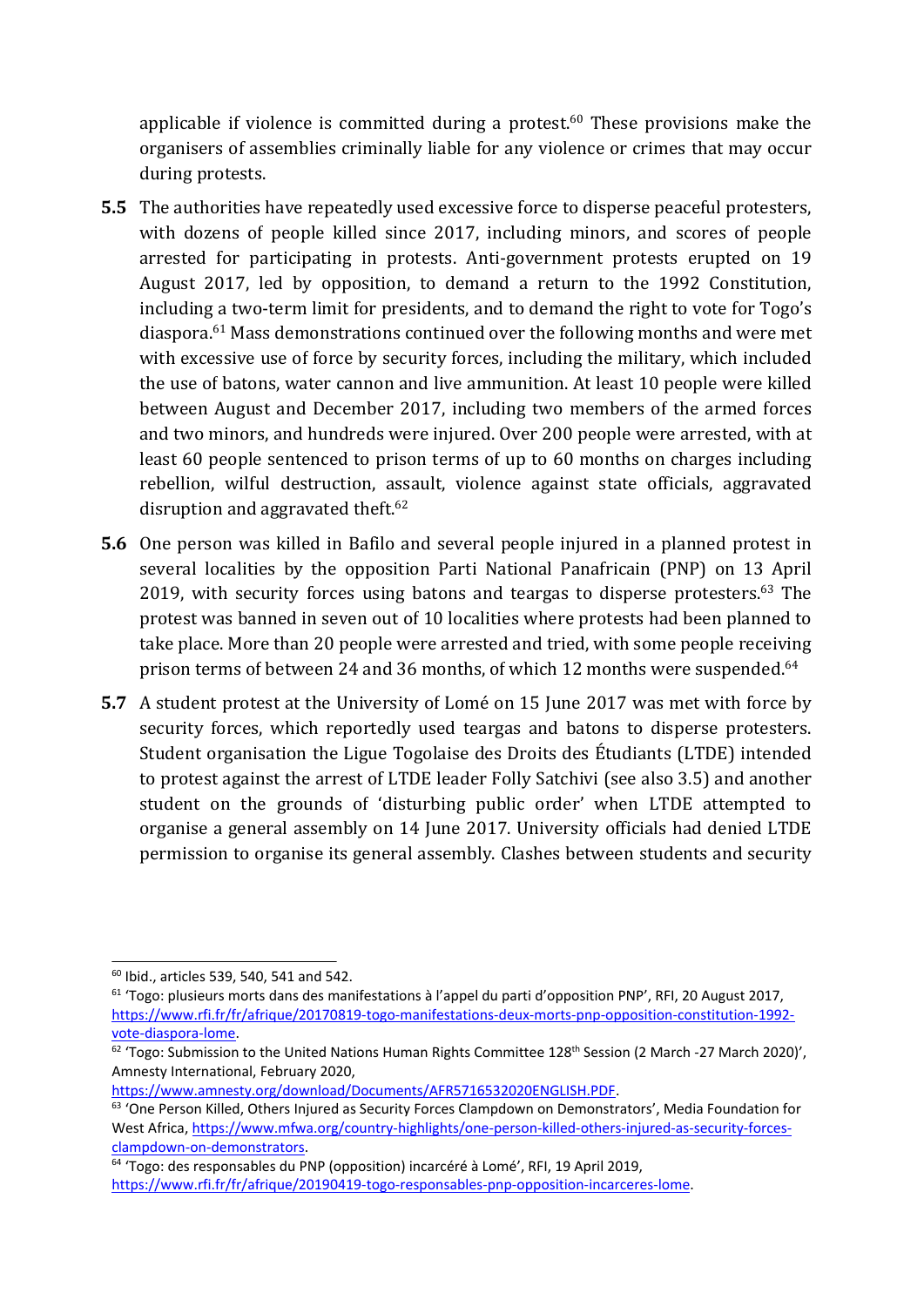applicable if violence is committed during a protest.[60] These provisions make the organisers of assemblies criminally liable for any violence or crimes that may occur during protests.

**5.5** The authorities have repeatedly used excessive force to disperse peaceful protesters, with dozens of people killed since 2017, including minors, and scores of people arrested for participating in protests. Anti-government protests erupted on 19 August 2017, led by opposition, to demand a return to the 1992 Constitution, including a two-term limit for presidents, and to demand the right to vote for Togo's diaspora.[61] Mass demonstrations continued over the following months and were met with excessive use of force by security forces, including the military, which included the use of batons, water cannon and live ammunition. At least 10 people were killed between August and December 2017, including two members of the armed forces and two minors, and hundreds were injured. Over 200 people were arrested, with at least 60 people sentenced to prison terms of up to 60 months on charges including rebellion, wilful destruction, assault, violence against state officials, aggravated disruption and aggravated theft.[62]

**5.6** One person was killed in Bafilo and several people injured in a planned protest in several localities by the opposition Parti National Panafricain (PNP) on 13 April 2019, with security forces using batons and teargas to disperse protesters.[63] The protest was banned in seven out of 10 localities where protests had been planned to take place. More than 20 people were arrested and tried, with some people receiving prison terms of between 24 and 36 months, of which 12 months were suspended.[64]

**5.7** A student protest at the University of Lomé on 15 June 2017 was met with force by security forces, which reportedly used teargas and batons to disperse protesters. Student organisation the Ligue Togolaise des Droits des Étudiants (LTDE) intended to protest against the arrest of LTDE leader Folly Satchivi (see also 3.5) and another student on the grounds of 'disturbing public order' when LTDE attempted to organise a general assembly on 14 June 2017. University officials had denied LTDE permission to organise its general assembly. Clashes between students and security

---

[60] Ibid., articles 539, 540, 541 and 542.

[61] 'Togo: plusieurs morts dans des manifestations à l'appel du parti d'opposition PNP', RFI, 20 August 2017, https://www.rfi.fr/fr/afrique/20170819-togo-manifestations-deux-morts-pnp-opposition-constitution-1992-vote-diaspora-lome.

[62] 'Togo: Submission to the United Nations Human Rights Committee 128th Session (2 March -27 March 2020)', Amnesty International, February 2020, https://www.amnesty.org/download/Documents/AFR5716532020ENGLISH.PDF.

[63] 'One Person Killed, Others Injured as Security Forces Clampdown on Demonstrators', Media Foundation for West Africa, https://www.mfwa.org/country-highlights/one-person-killed-others-injured-as-security-forces-clampdown-on-demonstrators.

[64] 'Togo: des responsables du PNP (opposition) incarcéré à Lomé', RFI, 19 April 2019, https://www.rfi.fr/fr/afrique/20190419-togo-responsables-pnp-opposition-incarceres-lome.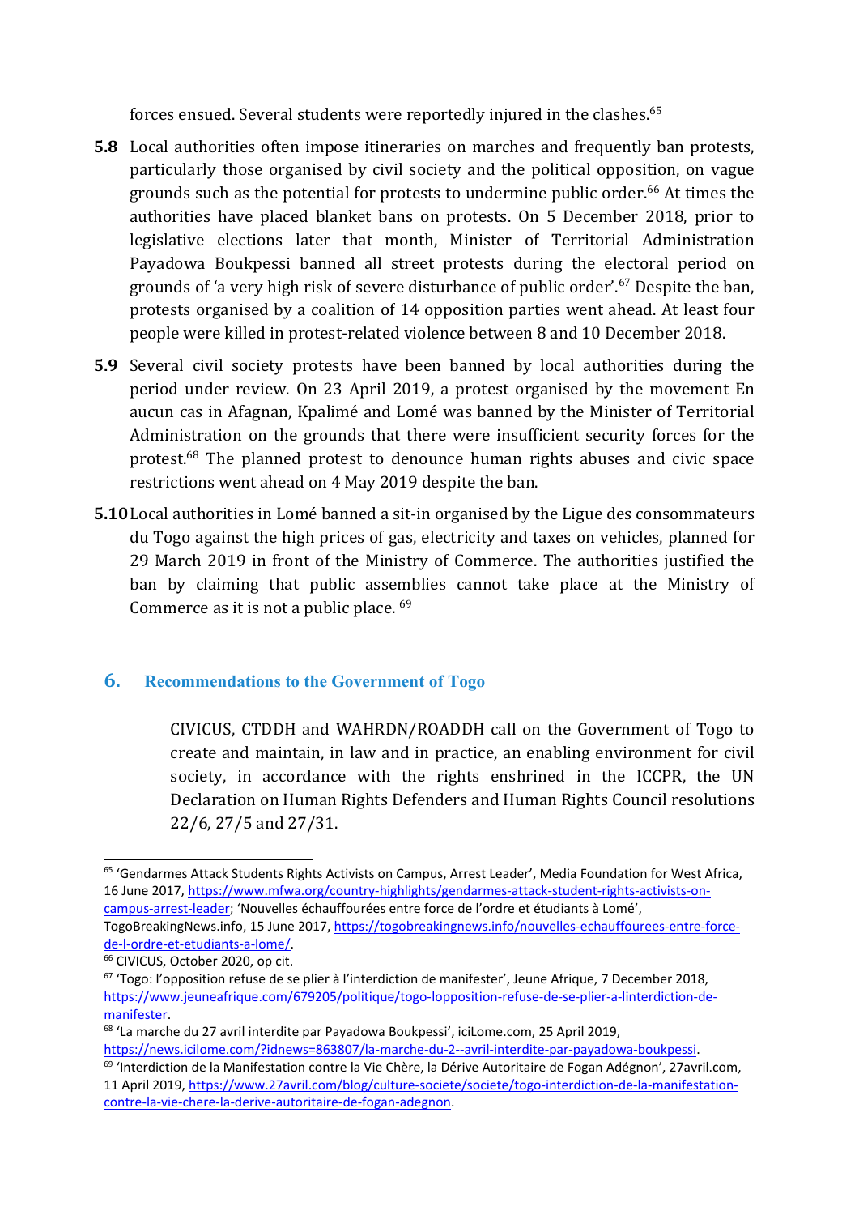forces ensued. Several students were reportedly injured in the clashes.[65]

**5.8** Local authorities often impose itineraries on marches and frequently ban protests, particularly those organised by civil society and the political opposition, on vague grounds such as the potential for protests to undermine public order.[66] At times the authorities have placed blanket bans on protests. On 5 December 2018, prior to legislative elections later that month, Minister of Territorial Administration Payadowa Boukpessi banned all street protests during the electoral period on grounds of 'a very high risk of severe disturbance of public order'.[67] Despite the ban, protests organised by a coalition of 14 opposition parties went ahead. At least four people were killed in protest-related violence between 8 and 10 December 2018.

**5.9** Several civil society protests have been banned by local authorities during the period under review. On 23 April 2019, a protest organised by the movement En aucun cas in Afagnan, Kpalimé and Lomé was banned by the Minister of Territorial Administration on the grounds that there were insufficient security forces for the protest.[68] The planned protest to denounce human rights abuses and civic space restrictions went ahead on 4 May 2019 despite the ban.

**5.10** Local authorities in Lomé banned a sit-in organised by the Ligue des consommateurs du Togo against the high prices of gas, electricity and taxes on vehicles, planned for 29 March 2019 in front of the Ministry of Commerce. The authorities justified the ban by claiming that public assemblies cannot take place at the Ministry of Commerce as it is not a public place. [69]

## 6. Recommendations to the Government of Togo

CIVICUS, CTDDH and WAHRDN/ROADDH call on the Government of Togo to create and maintain, in law and in practice, an enabling environment for civil society, in accordance with the rights enshrined in the ICCPR, the UN Declaration on Human Rights Defenders and Human Rights Council resolutions 22/6, 27/5 and 27/31.

---

[65] 'Gendarmes Attack Students Rights Activists on Campus, Arrest Leader', Media Foundation for West Africa, 16 June 2017, https://www.mfwa.org/country-highlights/gendarmes-attack-student-rights-activists-on-campus-arrest-leader; 'Nouvelles échauffourées entre force de l'ordre et étudiants à Lomé', TogoBreakingNews.info, 15 June 2017, https://togobreakingnews.info/nouvelles-echauffourees-entre-force-de-l-ordre-et-etudiants-a-lome/.

[66] CIVICUS, October 2020, op cit.

[67] 'Togo: l'opposition refuse de se plier à l'interdiction de manifester', Jeune Afrique, 7 December 2018, https://www.jeuneafrique.com/679205/politique/togo-lopposition-refuse-de-se-plier-a-linterdiction-de-manifester.

[68] 'La marche du 27 avril interdite par Payadowa Boukpessi', iciLome.com, 25 April 2019, https://news.icilome.com/?idnews=863807/la-marche-du-2--avril-interdite-par-payadowa-boukpessi.

[69] 'Interdiction de la Manifestation contre la Vie Chère, la Dérive Autoritaire de Fogan Adégnon', 27avril.com, 11 April 2019, https://www.27avril.com/blog/culture-societe/societe/togo-interdiction-de-la-manifestation-contre-la-vie-chere-la-derive-autoritaire-de-fogan-adegnon.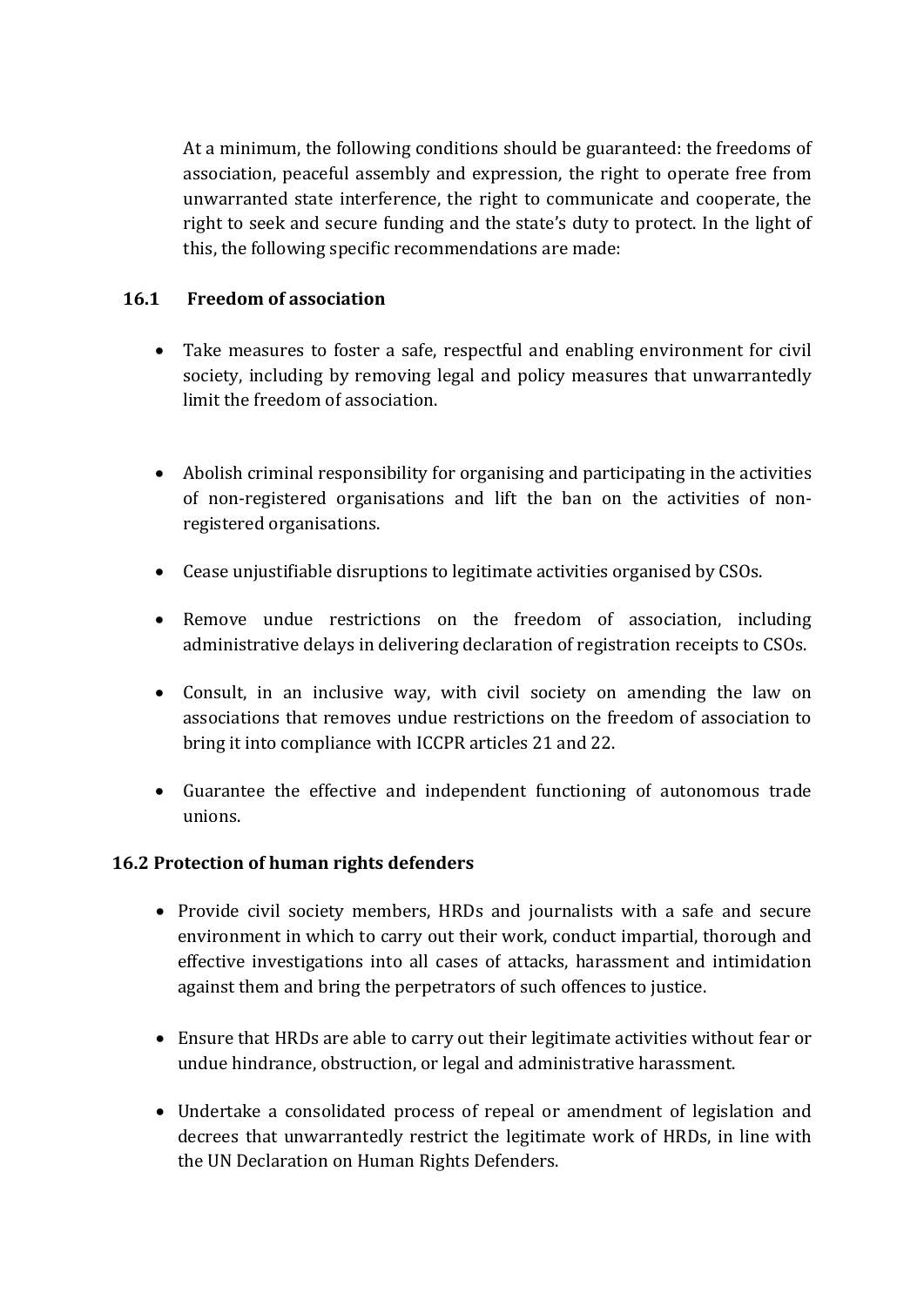At a minimum, the following conditions should be guaranteed: the freedoms of association, peaceful assembly and expression, the right to operate free from unwarranted state interference, the right to communicate and cooperate, the right to seek and secure funding and the state's duty to protect. In the light of this, the following specific recommendations are made:

### 16.1 Freedom of association

- Take measures to foster a safe, respectful and enabling environment for civil society, including by removing legal and policy measures that unwarrantedly limit the freedom of association.
- Abolish criminal responsibility for organising and participating in the activities of non-registered organisations and lift the ban on the activities of non-registered organisations.
- Cease unjustifiable disruptions to legitimate activities organised by CSOs.
- Remove undue restrictions on the freedom of association, including administrative delays in delivering declaration of registration receipts to CSOs.
- Consult, in an inclusive way, with civil society on amending the law on associations that removes undue restrictions on the freedom of association to bring it into compliance with ICCPR articles 21 and 22.
- Guarantee the effective and independent functioning of autonomous trade unions.

### 16.2 Protection of human rights defenders

- Provide civil society members, HRDs and journalists with a safe and secure environment in which to carry out their work, conduct impartial, thorough and effective investigations into all cases of attacks, harassment and intimidation against them and bring the perpetrators of such offences to justice.
- Ensure that HRDs are able to carry out their legitimate activities without fear or undue hindrance, obstruction, or legal and administrative harassment.
- Undertake a consolidated process of repeal or amendment of legislation and decrees that unwarrantedly restrict the legitimate work of HRDs, in line with the UN Declaration on Human Rights Defenders.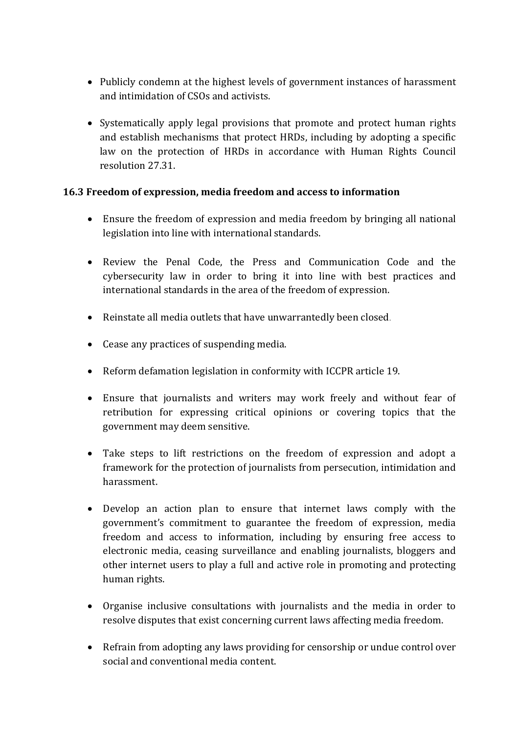- Publicly condemn at the highest levels of government instances of harassment and intimidation of CSOs and activists.

- Systematically apply legal provisions that promote and protect human rights and establish mechanisms that protect HRDs, including by adopting a specific law on the protection of HRDs in accordance with Human Rights Council resolution 27.31.

### 16.3 Freedom of expression, media freedom and access to information

- Ensure the freedom of expression and media freedom by bringing all national legislation into line with international standards.

- Review the Penal Code, the Press and Communication Code and the cybersecurity law in order to bring it into line with best practices and international standards in the area of the freedom of expression.

- Reinstate all media outlets that have unwarrantedly been closed.

- Cease any practices of suspending media.

- Reform defamation legislation in conformity with ICCPR article 19.

- Ensure that journalists and writers may work freely and without fear of retribution for expressing critical opinions or covering topics that the government may deem sensitive.

- Take steps to lift restrictions on the freedom of expression and adopt a framework for the protection of journalists from persecution, intimidation and harassment.

- Develop an action plan to ensure that internet laws comply with the government's commitment to guarantee the freedom of expression, media freedom and access to information, including by ensuring free access to electronic media, ceasing surveillance and enabling journalists, bloggers and other internet users to play a full and active role in promoting and protecting human rights.

- Organise inclusive consultations with journalists and the media in order to resolve disputes that exist concerning current laws affecting media freedom.

- Refrain from adopting any laws providing for censorship or undue control over social and conventional media content.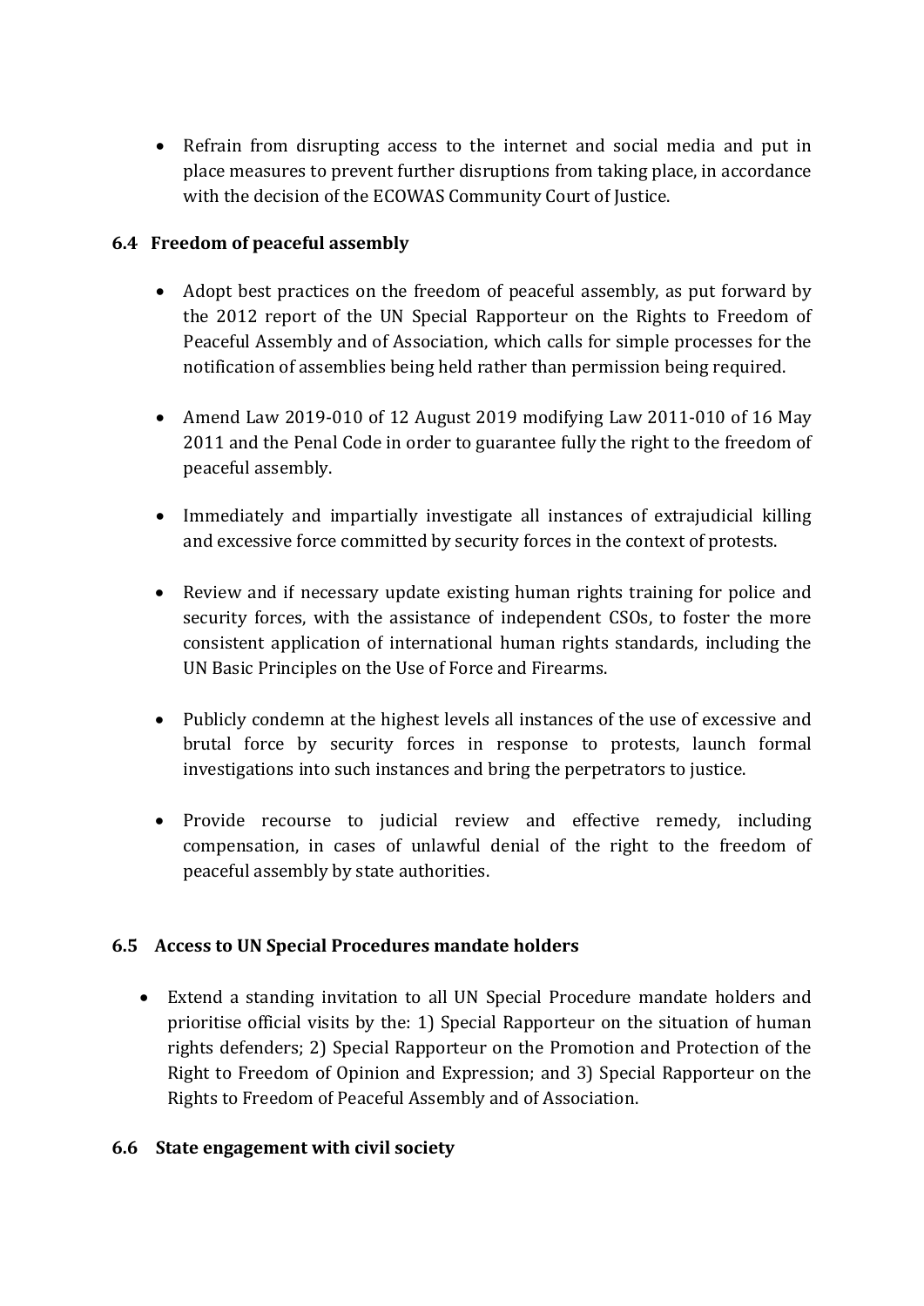- Refrain from disrupting access to the internet and social media and put in place measures to prevent further disruptions from taking place, in accordance with the decision of the ECOWAS Community Court of Justice.

### 6.4 Freedom of peaceful assembly

- Adopt best practices on the freedom of peaceful assembly, as put forward by the 2012 report of the UN Special Rapporteur on the Rights to Freedom of Peaceful Assembly and of Association, which calls for simple processes for the notification of assemblies being held rather than permission being required.

- Amend Law 2019-010 of 12 August 2019 modifying Law 2011-010 of 16 May 2011 and the Penal Code in order to guarantee fully the right to the freedom of peaceful assembly.

- Immediately and impartially investigate all instances of extrajudicial killing and excessive force committed by security forces in the context of protests.

- Review and if necessary update existing human rights training for police and security forces, with the assistance of independent CSOs, to foster the more consistent application of international human rights standards, including the UN Basic Principles on the Use of Force and Firearms.

- Publicly condemn at the highest levels all instances of the use of excessive and brutal force by security forces in response to protests, launch formal investigations into such instances and bring the perpetrators to justice.

- Provide recourse to judicial review and effective remedy, including compensation, in cases of unlawful denial of the right to the freedom of peaceful assembly by state authorities.

### 6.5 Access to UN Special Procedures mandate holders

- Extend a standing invitation to all UN Special Procedure mandate holders and prioritise official visits by the: 1) Special Rapporteur on the situation of human rights defenders; 2) Special Rapporteur on the Promotion and Protection of the Right to Freedom of Opinion and Expression; and 3) Special Rapporteur on the Rights to Freedom of Peaceful Assembly and of Association.

### 6.6 State engagement with civil society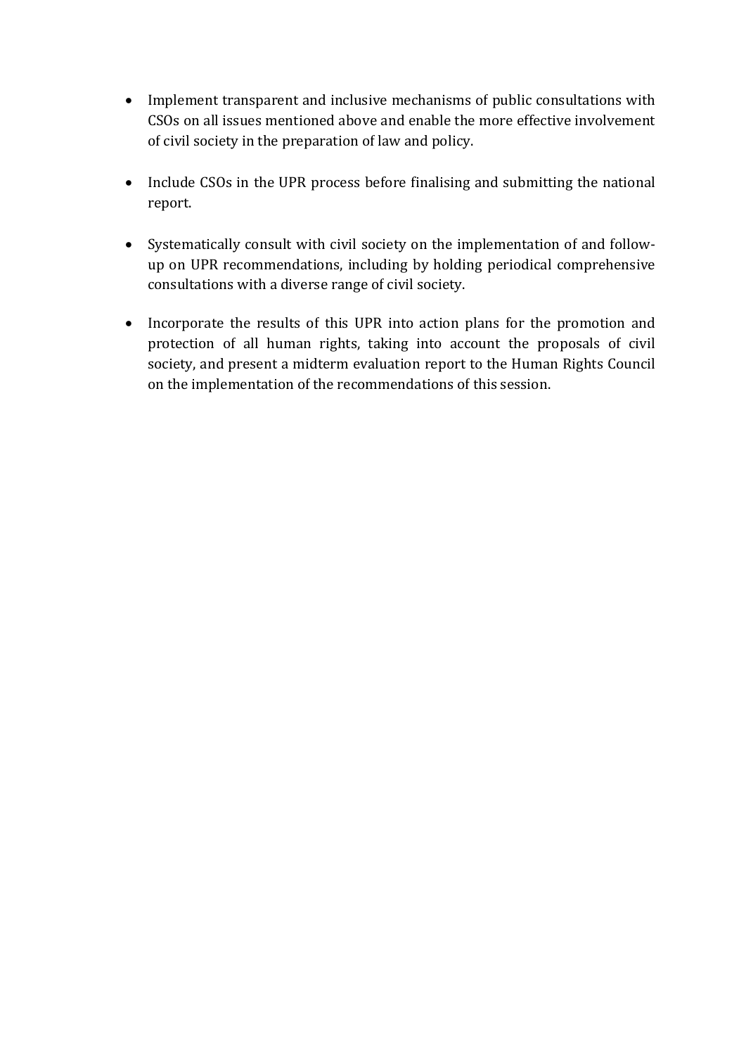- Implement transparent and inclusive mechanisms of public consultations with CSOs on all issues mentioned above and enable the more effective involvement of civil society in the preparation of law and policy.

- Include CSOs in the UPR process before finalising and submitting the national report.

- Systematically consult with civil society on the implementation of and follow-up on UPR recommendations, including by holding periodical comprehensive consultations with a diverse range of civil society.

- Incorporate the results of this UPR into action plans for the promotion and protection of all human rights, taking into account the proposals of civil society, and present a midterm evaluation report to the Human Rights Council on the implementation of the recommendations of this session.